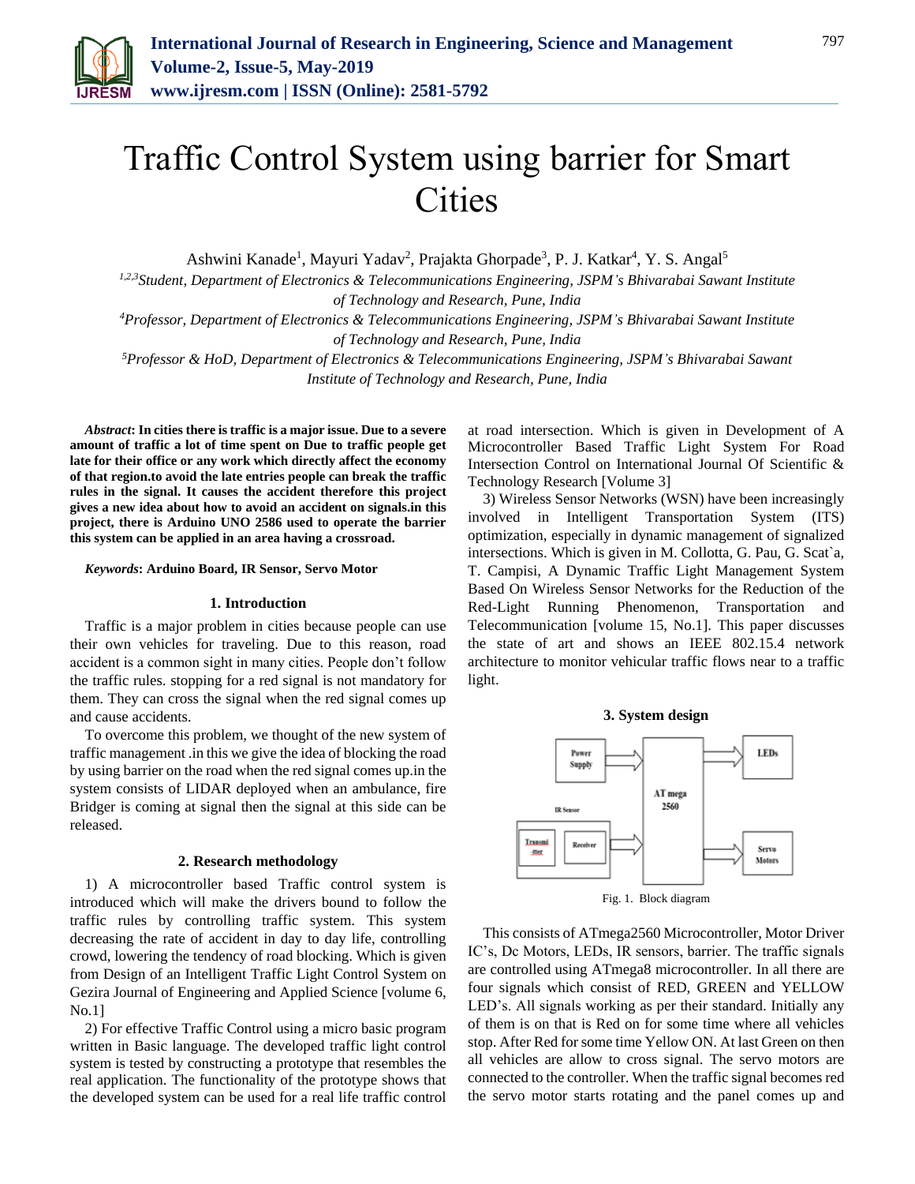# Traffic Control System using barrier for Smart Cities

Ashwini Kanade[1], Mayuri Yadav[2], Prajakta Ghorpade[3], P. J. Katkar[4], Y. S. Angal[5]

[1,2,3]*Student, Department of Electronics & Telecommunications Engineering, JSPM's Bhivarabai Sawant Institute of Technology and Research, Pune, India*

[4]*Professor, Department of Electronics & Telecommunications Engineering, JSPM's Bhivarabai Sawant Institute of Technology and Research, Pune, India*

[5]*Professor & HoD, Department of Electronics & Telecommunications Engineering, JSPM's Bhivarabai Sawant Institute of Technology and Research, Pune, India*

***Abstract*: In cities there is traffic is a major issue. Due to a severe amount of traffic a lot of time spent on Due to traffic people get late for their office or any work which directly affect the economy of that region.to avoid the late entries people can break the traffic rules in the signal. It causes the accident therefore this project gives a new idea about how to avoid an accident on signals.in this project, there is Arduino UNO 2586 used to operate the barrier this system can be applied in an area having a crossroad.**

***Keywords*: Arduino Board, IR Sensor, Servo Motor**

## 1. Introduction

Traffic is a major problem in cities because people can use their own vehicles for traveling. Due to this reason, road accident is a common sight in many cities. People don't follow the traffic rules. stopping for a red signal is not mandatory for them. They can cross the signal when the red signal comes up and cause accidents.

To overcome this problem, we thought of the new system of traffic management .in this we give the idea of blocking the road by using barrier on the road when the red signal comes up.in the system consists of LIDAR deployed when an ambulance, fire Bridger is coming at signal then the signal at this side can be released.

## 2. Research methodology

1) A microcontroller based Traffic control system is introduced which will make the drivers bound to follow the traffic rules by controlling traffic system. This system decreasing the rate of accident in day to day life, controlling crowd, lowering the tendency of road blocking. Which is given from Design of an Intelligent Traffic Light Control System on Gezira Journal of Engineering and Applied Science [volume 6, No.1]

2) For effective Traffic Control using a micro basic program written in Basic language. The developed traffic light control system is tested by constructing a prototype that resembles the real application. The functionality of the prototype shows that the developed system can be used for a real life traffic control at road intersection. Which is given in Development of A Microcontroller Based Traffic Light System For Road Intersection Control on International Journal Of Scientific & Technology Research [Volume 3]

3) Wireless Sensor Networks (WSN) have been increasingly involved in Intelligent Transportation System (ITS) optimization, especially in dynamic management of signalized intersections. Which is given in M. Collotta, G. Pau, G. Scat`a, T. Campisi, A Dynamic Traffic Light Management System Based On Wireless Sensor Networks for the Reduction of the Red-Light Running Phenomenon, Transportation and Telecommunication [volume 15, No.1]. This paper discusses the state of art and shows an IEEE 802.15.4 network architecture to monitor vehicular traffic flows near to a traffic light.

## 3. System design

Fig. 1. Block diagram

This consists of ATmega2560 Microcontroller, Motor Driver IC's, Dc Motors, LEDs, IR sensors, barrier. The traffic signals are controlled using ATmega8 microcontroller. In all there are four signals which consist of RED, GREEN and YELLOW LED's. All signals working as per their standard. Initially any of them is on that is Red on for some time where all vehicles stop. After Red for some time Yellow ON. At last Green on then all vehicles are allow to cross signal. The servo motors are connected to the controller. When the traffic signal becomes red the servo motor starts rotating and the panel comes up and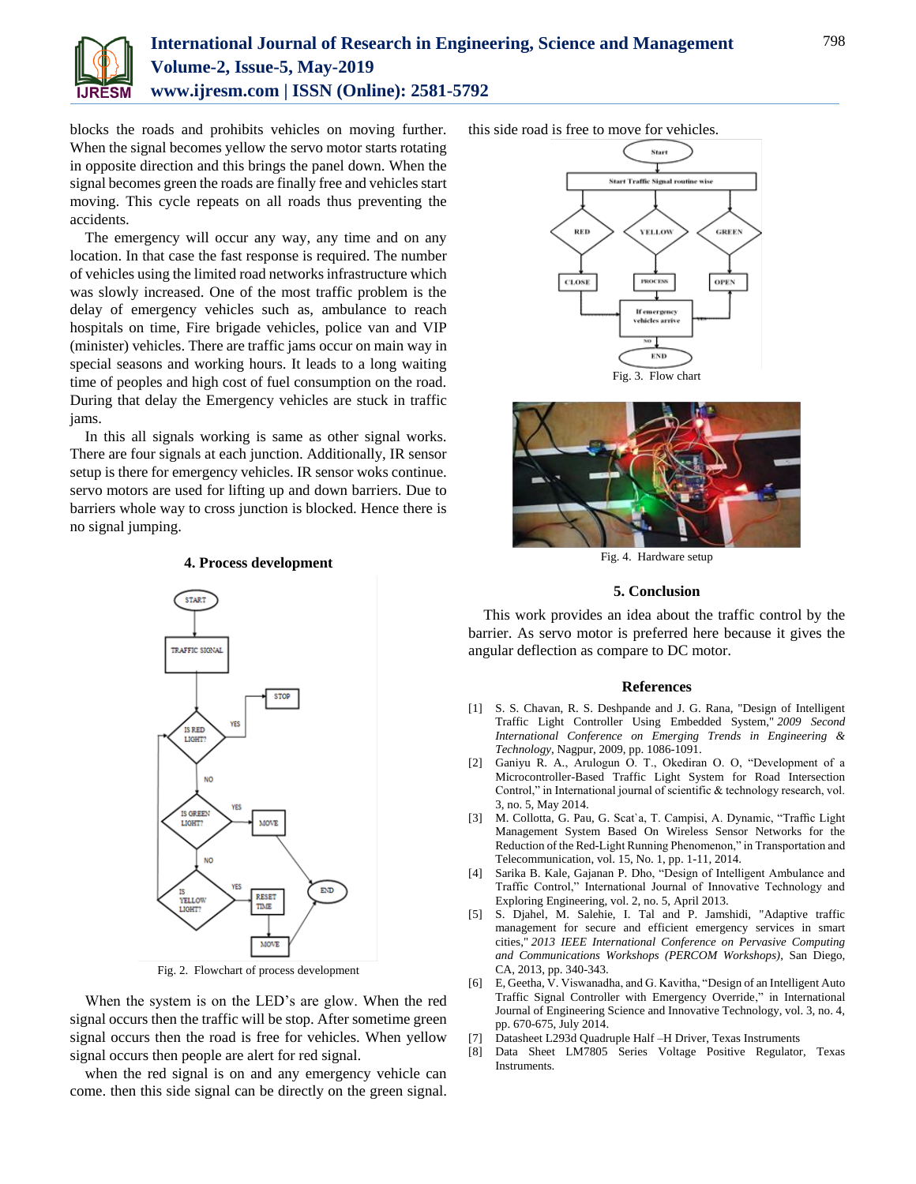blocks the roads and prohibits vehicles on moving further. When the signal becomes yellow the servo motor starts rotating in opposite direction and this brings the panel down. When the signal becomes green the roads are finally free and vehicles start moving. This cycle repeats on all roads thus preventing the accidents.

The emergency will occur any way, any time and on any location. In that case the fast response is required. The number of vehicles using the limited road networks infrastructure which was slowly increased. One of the most traffic problem is the delay of emergency vehicles such as, ambulance to reach hospitals on time, Fire brigade vehicles, police van and VIP (minister) vehicles. There are traffic jams occur on main way in special seasons and working hours. It leads to a long waiting time of peoples and high cost of fuel consumption on the road. During that delay the Emergency vehicles are stuck in traffic jams.

In this all signals working is same as other signal works. There are four signals at each junction. Additionally, IR sensor setup is there for emergency vehicles. IR sensor woks continue. servo motors are used for lifting up and down barriers. Due to barriers whole way to cross junction is blocked. Hence there is no signal jumping.

## 4. Process development

START

TRAFFIC SIGNAL

IS RED LIGHT?

YES

STOP

NO

IS GREEN LIGHT?

YES

MOVE

NO

IS YELLOW LIGHT?

YES

RESET TIME

MOVE

END

Fig. 2. Flowchart of process development

When the system is on the LED's are glow. When the red signal occurs then the traffic will be stop. After sometime green signal occurs then the road is free for vehicles. When yellow signal occurs then people are alert for red signal.

when the red signal is on and any emergency vehicle can come. then this side signal can be directly on the green signal. this side road is free to move for vehicles.

Start

Start Traffic Signal routine wise

RED

YELLOW

GREEN

CLOSE

PROCESS

OPEN

If emergency vehicles arrive

NO

YES

END

Fig. 3. Flow chart

Fig. 4. Hardware setup

## 5. Conclusion

This work provides an idea about the traffic control by the barrier. As servo motor is preferred here because it gives the angular deflection as compare to DC motor.

## References

[1] S. S. Chavan, R. S. Deshpande and J. G. Rana, "Design of Intelligent Traffic Light Controller Using Embedded System," *2009 Second International Conference on Emerging Trends in Engineering & Technology*, Nagpur, 2009, pp. 1086-1091.

[2] Ganiyu R. A., Arulogun O. T., Okediran O. O, "Development of a Microcontroller-Based Traffic Light System for Road Intersection Control," in International journal of scientific & technology research, vol. 3, no. 5, May 2014.

[3] M. Collotta, G. Pau, G. Scat`a, T. Campisi, A. Dynamic, "Traffic Light Management System Based On Wireless Sensor Networks for the Reduction of the Red-Light Running Phenomenon," in Transportation and Telecommunication, vol. 15, No. 1, pp. 1-11, 2014.

[4] Sarika B. Kale, Gajanan P. Dho, "Design of Intelligent Ambulance and Traffic Control," International Journal of Innovative Technology and Exploring Engineering, vol. 2, no. 5, April 2013.

[5] S. Djahel, M. Salehie, I. Tal and P. Jamshidi, "Adaptive traffic management for secure and efficient emergency services in smart cities," *2013 IEEE International Conference on Pervasive Computing and Communications Workshops (PERCOM Workshops)*, San Diego, CA, 2013, pp. 340-343.

[6] E, Geetha, V. Viswanadha, and G. Kavitha, "Design of an Intelligent Auto Traffic Signal Controller with Emergency Override," in International Journal of Engineering Science and Innovative Technology, vol. 3, no. 4, pp. 670-675, July 2014.

[7] Datasheet L293d Quadruple Half –H Driver, Texas Instruments

[8] Data Sheet LM7805 Series Voltage Positive Regulator, Texas Instruments.